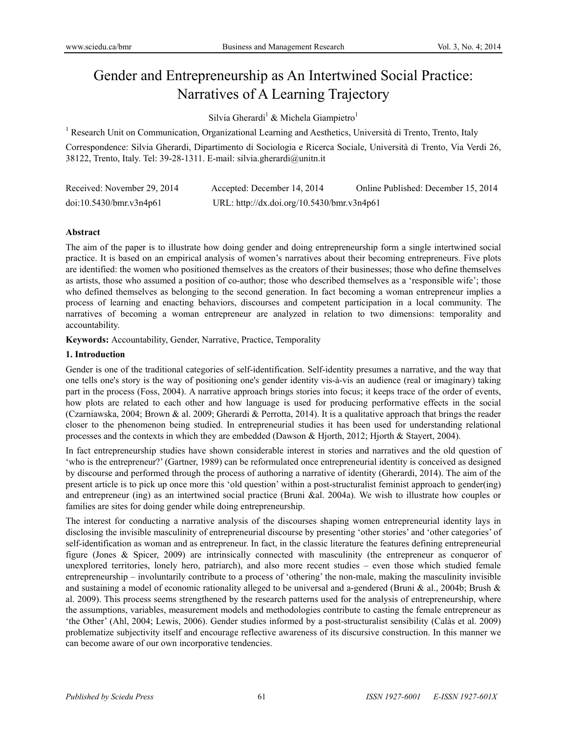# Gender and Entrepreneurship as An Intertwined Social Practice: Narratives of A Learning Trajectory

Silvia Gherardi[1] & Michela Giampietro[1]

[1] Research Unit on Communication, Organizational Learning and Aesthetics, Università di Trento, Trento, Italy

Correspondence: Silvia Gherardi, Dipartimento di Sociologia e Ricerca Sociale, Università di Trento, Via Verdi 26, 38122, Trento, Italy. Tel: 39-28-1311. E-mail: silvia.gherardi@unitn.it

Received: November 29, 2014 Accepted: December 14, 2014 Online Published: December 15, 2014

doi:10.5430/bmr.v3n4p61 URL: http://dx.doi.org/10.5430/bmr.v3n4p61

## Abstract

The aim of the paper is to illustrate how doing gender and doing entrepreneurship form a single intertwined social practice. It is based on an empirical analysis of women's narratives about their becoming entrepreneurs. Five plots are identified: the women who positioned themselves as the creators of their businesses; those who define themselves as artists, those who assumed a position of co-author; those who described themselves as a 'responsible wife'; those who defined themselves as belonging to the second generation. In fact becoming a woman entrepreneur implies a process of learning and enacting behaviors, discourses and competent participation in a local community. The narratives of becoming a woman entrepreneur are analyzed in relation to two dimensions: temporality and accountability.

**Keywords:** Accountability, Gender, Narrative, Practice, Temporality

## 1. Introduction

Gender is one of the traditional categories of self-identification. Self-identity presumes a narrative, and the way that one tells one's story is the way of positioning one's gender identity vis-à-vis an audience (real or imaginary) taking part in the process (Foss, 2004). A narrative approach brings stories into focus; it keeps trace of the order of events, how plots are related to each other and how language is used for producing performative effects in the social (Czarniawska, 2004; Brown & al. 2009; Gherardi & Perrotta, 2014). It is a qualitative approach that brings the reader closer to the phenomenon being studied. In entrepreneurial studies it has been used for understanding relational processes and the contexts in which they are embedded (Dawson & Hjorth, 2012; Hjorth & Stayert, 2004).

In fact entrepreneurship studies have shown considerable interest in stories and narratives and the old question of 'who is the entrepreneur?' (Gartner, 1989) can be reformulated once entrepreneurial identity is conceived as designed by discourse and performed through the process of authoring a narrative of identity (Gherardi, 2014). The aim of the present article is to pick up once more this 'old question' within a post-structuralist feminist approach to gender(ing) and entrepreneur (ing) as an intertwined social practice (Bruni &al. 2004a). We wish to illustrate how couples or families are sites for doing gender while doing entrepreneurship.

The interest for conducting a narrative analysis of the discourses shaping women entrepreneurial identity lays in disclosing the invisible masculinity of entrepreneurial discourse by presenting 'other stories' and 'other categories' of self-identification as woman and as entrepreneur. In fact, in the classic literature the features defining entrepreneurial figure (Jones & Spicer, 2009) are intrinsically connected with masculinity (the entrepreneur as conqueror of unexplored territories, lonely hero, patriarch), and also more recent studies – even those which studied female entrepreneurship – involuntarily contribute to a process of 'othering' the non-male, making the masculinity invisible and sustaining a model of economic rationality alleged to be universal and a-gendered (Bruni & al., 2004b; Brush & al. 2009). This process seems strengthened by the research patterns used for the analysis of entrepreneurship, where the assumptions, variables, measurement models and methodologies contribute to casting the female entrepreneur as 'the Other' (Ahl, 2004; Lewis, 2006). Gender studies informed by a post-structuralist sensibility (Calàs et al. 2009) problematize subjectivity itself and encourage reflective awareness of its discursive construction. In this manner we can become aware of our own incorporative tendencies.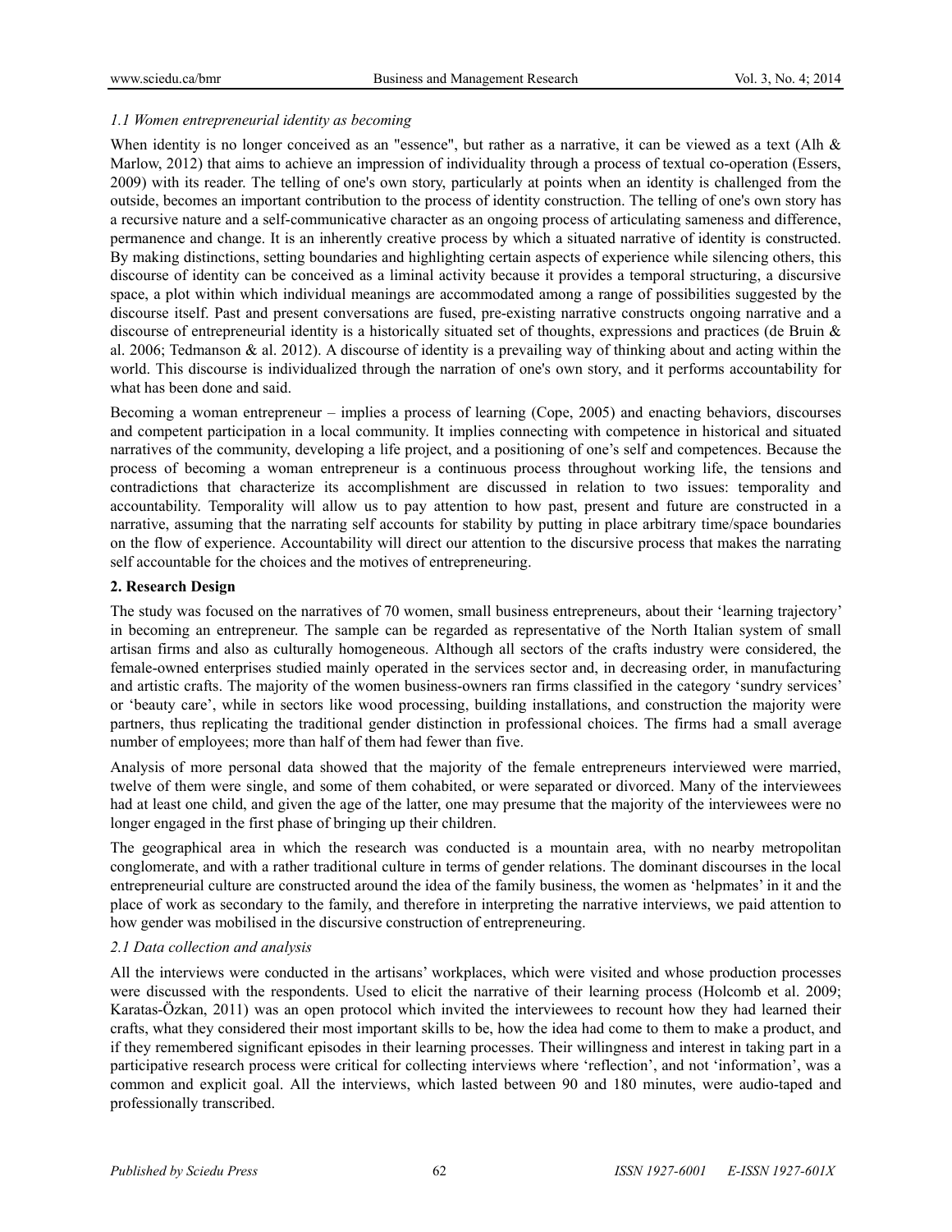### *1.1 Women entrepreneurial identity as becoming*

When identity is no longer conceived as an "essence", but rather as a narrative, it can be viewed as a text (Alh & Marlow, 2012) that aims to achieve an impression of individuality through a process of textual co-operation (Essers, 2009) with its reader. The telling of one's own story, particularly at points when an identity is challenged from the outside, becomes an important contribution to the process of identity construction. The telling of one's own story has a recursive nature and a self-communicative character as an ongoing process of articulating sameness and difference, permanence and change. It is an inherently creative process by which a situated narrative of identity is constructed. By making distinctions, setting boundaries and highlighting certain aspects of experience while silencing others, this discourse of identity can be conceived as a liminal activity because it provides a temporal structuring, a discursive space, a plot within which individual meanings are accommodated among a range of possibilities suggested by the discourse itself. Past and present conversations are fused, pre-existing narrative constructs ongoing narrative and a discourse of entrepreneurial identity is a historically situated set of thoughts, expressions and practices (de Bruin & al. 2006; Tedmanson & al. 2012). A discourse of identity is a prevailing way of thinking about and acting within the world. This discourse is individualized through the narration of one's own story, and it performs accountability for what has been done and said.

Becoming a woman entrepreneur – implies a process of learning (Cope, 2005) and enacting behaviors, discourses and competent participation in a local community. It implies connecting with competence in historical and situated narratives of the community, developing a life project, and a positioning of one's self and competences. Because the process of becoming a woman entrepreneur is a continuous process throughout working life, the tensions and contradictions that characterize its accomplishment are discussed in relation to two issues: temporality and accountability. Temporality will allow us to pay attention to how past, present and future are constructed in a narrative, assuming that the narrating self accounts for stability by putting in place arbitrary time/space boundaries on the flow of experience. Accountability will direct our attention to the discursive process that makes the narrating self accountable for the choices and the motives of entrepreneuring.

## 2. Research Design

The study was focused on the narratives of 70 women, small business entrepreneurs, about their 'learning trajectory' in becoming an entrepreneur. The sample can be regarded as representative of the North Italian system of small artisan firms and also as culturally homogeneous. Although all sectors of the crafts industry were considered, the female-owned enterprises studied mainly operated in the services sector and, in decreasing order, in manufacturing and artistic crafts. The majority of the women business-owners ran firms classified in the category 'sundry services' or 'beauty care', while in sectors like wood processing, building installations, and construction the majority were partners, thus replicating the traditional gender distinction in professional choices. The firms had a small average number of employees; more than half of them had fewer than five.

Analysis of more personal data showed that the majority of the female entrepreneurs interviewed were married, twelve of them were single, and some of them cohabited, or were separated or divorced. Many of the interviewees had at least one child, and given the age of the latter, one may presume that the majority of the interviewees were no longer engaged in the first phase of bringing up their children.

The geographical area in which the research was conducted is a mountain area, with no nearby metropolitan conglomerate, and with a rather traditional culture in terms of gender relations. The dominant discourses in the local entrepreneurial culture are constructed around the idea of the family business, the women as 'helpmates' in it and the place of work as secondary to the family, and therefore in interpreting the narrative interviews, we paid attention to how gender was mobilised in the discursive construction of entrepreneuring.

### *2.1 Data collection and analysis*

All the interviews were conducted in the artisans' workplaces, which were visited and whose production processes were discussed with the respondents. Used to elicit the narrative of their learning process (Holcomb et al. 2009; Karatas-Özkan, 2011) was an open protocol which invited the interviewees to recount how they had learned their crafts, what they considered their most important skills to be, how the idea had come to them to make a product, and if they remembered significant episodes in their learning processes. Their willingness and interest in taking part in a participative research process were critical for collecting interviews where 'reflection', and not 'information', was a common and explicit goal. All the interviews, which lasted between 90 and 180 minutes, were audio-taped and professionally transcribed.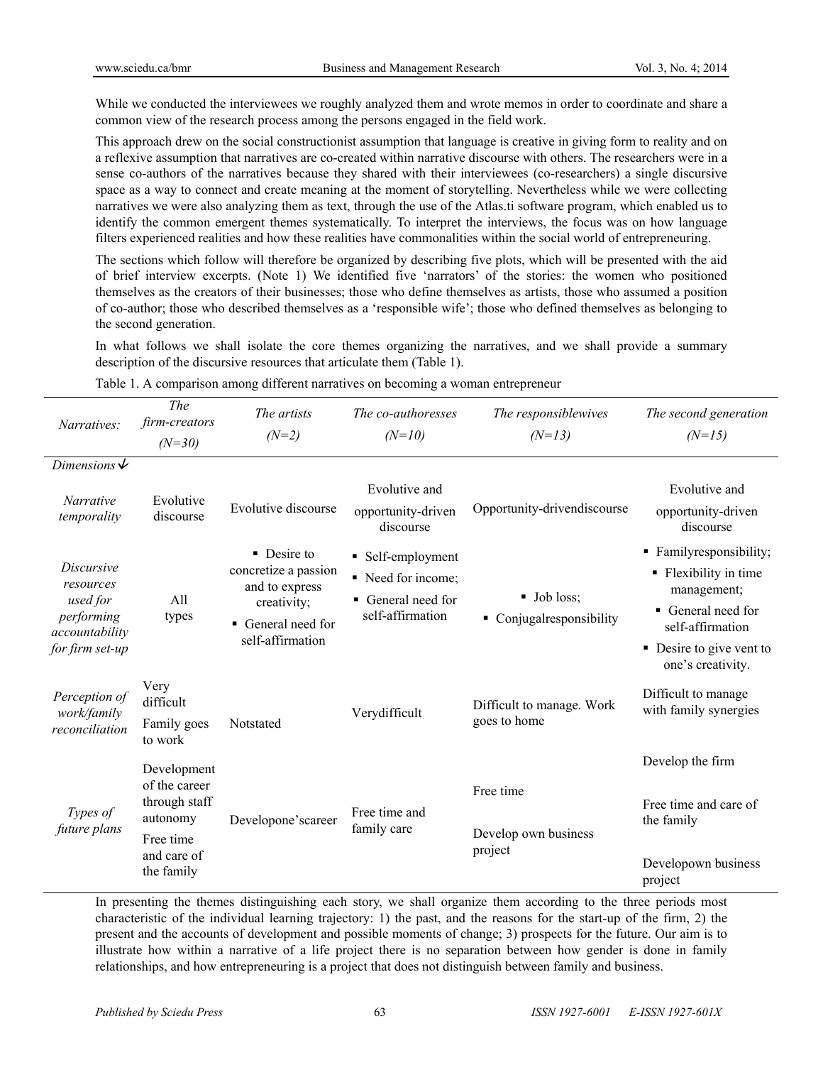While we conducted the interviewees we roughly analyzed them and wrote memos in order to coordinate and share a common view of the research process among the persons engaged in the field work.

This approach drew on the social constructionist assumption that language is creative in giving form to reality and on a reflexive assumption that narratives are co-created within narrative discourse with others. The researchers were in a sense co-authors of the narratives because they shared with their interviewees (co-researchers) a single discursive space as a way to connect and create meaning at the moment of storytelling. Nevertheless while we were collecting narratives we were also analyzing them as text, through the use of the Atlas.ti software program, which enabled us to identify the common emergent themes systematically. To interpret the interviews, the focus was on how language filters experienced realities and how these realities have commonalities within the social world of entrepreneuring.

The sections which follow will therefore be organized by describing five plots, which will be presented with the aid of brief interview excerpts. (Note 1) We identified five 'narrators' of the stories: the women who positioned themselves as the creators of their businesses; those who define themselves as artists, those who assumed a position of co-author; those who described themselves as a 'responsible wife'; those who defined themselves as belonging to the second generation.

In what follows we shall isolate the core themes organizing the narratives, and we shall provide a summary description of the discursive resources that articulate them (Table 1).

Table 1. A comparison among different narratives on becoming a woman entrepreneur

| *Narratives:* / *Dimensions* ↓ | *The firm-creators (N=30)* | *The artists (N=2)* | *The co-authoresses (N=10)* | *The responsiblewives (N=13)* | *The second generation (N=15)* |
|---|---|---|---|---|---|
| *Narrative temporality* | Evolutive discourse | Evolutive discourse | Evolutive and opportunity-driven discourse | Opportunity-drivendiscourse | Evolutive and opportunity-driven discourse |
| *Discursive resources used for performing accountability for firm set-up* | All types | ▪ Desire to concretize a passion and to express creativity;<br>▪ General need for self-affirmation | ▪ Self-employment<br>▪ Need for income;<br>▪ General need for self-affirmation | ▪ Job loss;<br>▪ Conjugalresponsibility | ▪ Familyresponsibility;<br>▪ Flexibility in time management;<br>▪ General need for self-affirmation<br>▪ Desire to give vent to one's creativity. |
| *Perception of work/family reconciliation* | Very difficult<br>Family goes to work | Notstated | Verydifficult | Difficult to manage. Work goes to home | Difficult to manage with family synergies |
| *Types of future plans* | Development of the career through staff autonomy<br>Free time and care of the family | Developone'scareer | Free time and family care | Free time<br>Develop own business project | Develop the firm<br>Free time and care of the family<br>Developown business project |

In presenting the themes distinguishing each story, we shall organize them according to the three periods most characteristic of the individual learning trajectory: 1) the past, and the reasons for the start-up of the firm, 2) the present and the accounts of development and possible moments of change; 3) prospects for the future. Our aim is to illustrate how within a narrative of a life project there is no separation between how gender is done in family relationships, and how entrepreneuring is a project that does not distinguish between family and business.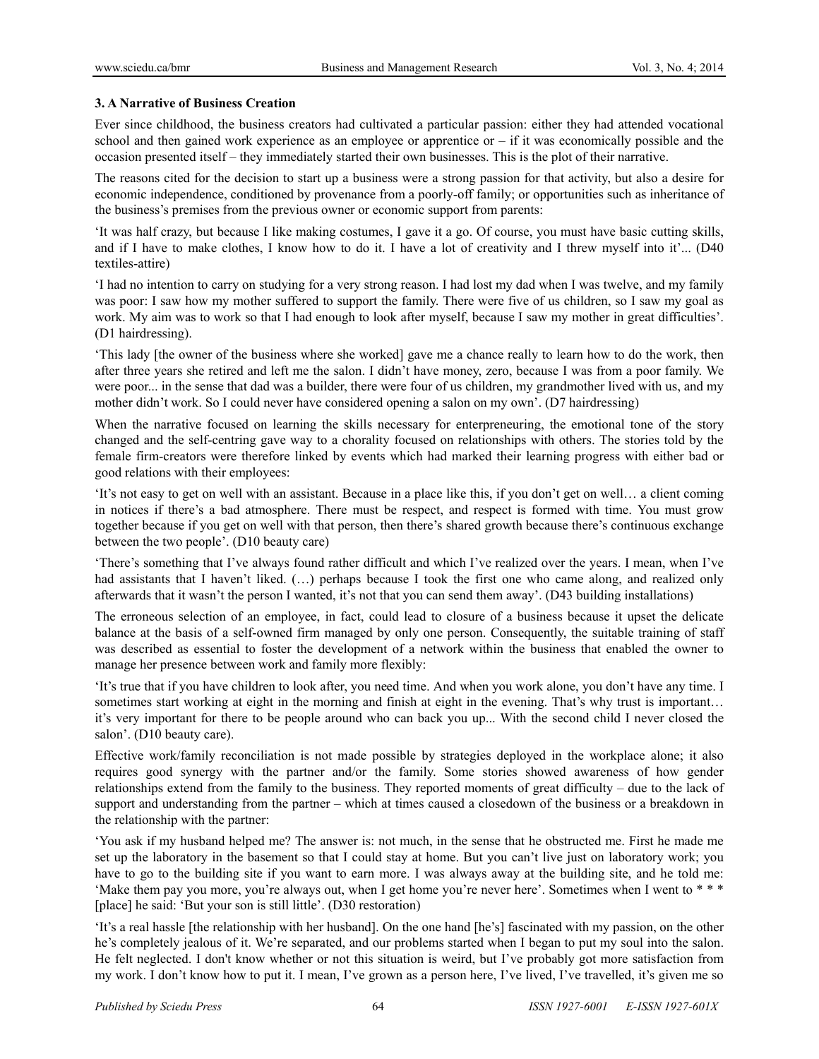### 3. A Narrative of Business Creation

Ever since childhood, the business creators had cultivated a particular passion: either they had attended vocational school and then gained work experience as an employee or apprentice or – if it was economically possible and the occasion presented itself – they immediately started their own businesses. This is the plot of their narrative.

The reasons cited for the decision to start up a business were a strong passion for that activity, but also a desire for economic independence, conditioned by provenance from a poorly-off family; or opportunities such as inheritance of the business's premises from the previous owner or economic support from parents:

'It was half crazy, but because I like making costumes, I gave it a go. Of course, you must have basic cutting skills, and if I have to make clothes, I know how to do it. I have a lot of creativity and I threw myself into it'... (D40 textiles-attire)

'I had no intention to carry on studying for a very strong reason. I had lost my dad when I was twelve, and my family was poor: I saw how my mother suffered to support the family. There were five of us children, so I saw my goal as work. My aim was to work so that I had enough to look after myself, because I saw my mother in great difficulties'. (D1 hairdressing).

'This lady [the owner of the business where she worked] gave me a chance really to learn how to do the work, then after three years she retired and left me the salon. I didn't have money, zero, because I was from a poor family. We were poor... in the sense that dad was a builder, there were four of us children, my grandmother lived with us, and my mother didn't work. So I could never have considered opening a salon on my own'. (D7 hairdressing)

When the narrative focused on learning the skills necessary for enterpreneuring, the emotional tone of the story changed and the self-centring gave way to a chorality focused on relationships with others. The stories told by the female firm-creators were therefore linked by events which had marked their learning progress with either bad or good relations with their employees:

'It's not easy to get on well with an assistant. Because in a place like this, if you don't get on well… a client coming in notices if there's a bad atmosphere. There must be respect, and respect is formed with time. You must grow together because if you get on well with that person, then there's shared growth because there's continuous exchange between the two people'. (D10 beauty care)

'There's something that I've always found rather difficult and which I've realized over the years. I mean, when I've had assistants that I haven't liked. (…) perhaps because I took the first one who came along, and realized only afterwards that it wasn't the person I wanted, it's not that you can send them away'. (D43 building installations)

The erroneous selection of an employee, in fact, could lead to closure of a business because it upset the delicate balance at the basis of a self-owned firm managed by only one person. Consequently, the suitable training of staff was described as essential to foster the development of a network within the business that enabled the owner to manage her presence between work and family more flexibly:

'It's true that if you have children to look after, you need time. And when you work alone, you don't have any time. I sometimes start working at eight in the morning and finish at eight in the evening. That's why trust is important… it's very important for there to be people around who can back you up... With the second child I never closed the salon'. (D10 beauty care).

Effective work/family reconciliation is not made possible by strategies deployed in the workplace alone; it also requires good synergy with the partner and/or the family. Some stories showed awareness of how gender relationships extend from the family to the business. They reported moments of great difficulty – due to the lack of support and understanding from the partner – which at times caused a closedown of the business or a breakdown in the relationship with the partner:

'You ask if my husband helped me? The answer is: not much, in the sense that he obstructed me. First he made me set up the laboratory in the basement so that I could stay at home. But you can't live just on laboratory work; you have to go to the building site if you want to earn more. I was always away at the building site, and he told me: 'Make them pay you more, you're always out, when I get home you're never here'. Sometimes when I went to * * * [place] he said: 'But your son is still little'. (D30 restoration)

'It's a real hassle [the relationship with her husband]. On the one hand [he's] fascinated with my passion, on the other he's completely jealous of it. We're separated, and our problems started when I began to put my soul into the salon. He felt neglected. I don't know whether or not this situation is weird, but I've probably got more satisfaction from my work. I don't know how to put it. I mean, I've grown as a person here, I've lived, I've travelled, it's given me so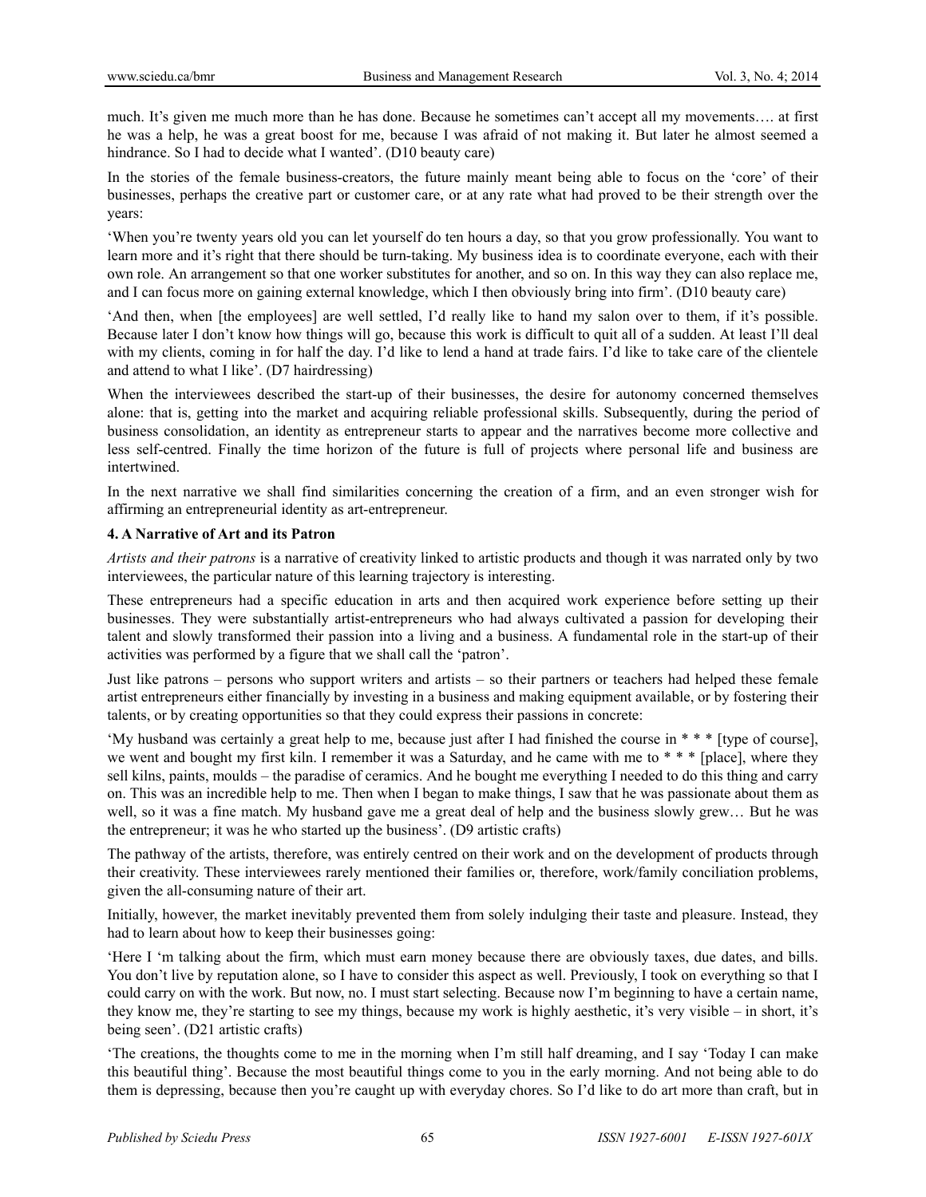much. It's given me much more than he has done. Because he sometimes can't accept all my movements…. at first he was a help, he was a great boost for me, because I was afraid of not making it. But later he almost seemed a hindrance. So I had to decide what I wanted'. (D10 beauty care)

In the stories of the female business-creators, the future mainly meant being able to focus on the 'core' of their businesses, perhaps the creative part or customer care, or at any rate what had proved to be their strength over the years:

'When you're twenty years old you can let yourself do ten hours a day, so that you grow professionally. You want to learn more and it's right that there should be turn-taking. My business idea is to coordinate everyone, each with their own role. An arrangement so that one worker substitutes for another, and so on. In this way they can also replace me, and I can focus more on gaining external knowledge, which I then obviously bring into firm'. (D10 beauty care)

'And then, when [the employees] are well settled, I'd really like to hand my salon over to them, if it's possible. Because later I don't know how things will go, because this work is difficult to quit all of a sudden. At least I'll deal with my clients, coming in for half the day. I'd like to lend a hand at trade fairs. I'd like to take care of the clientele and attend to what I like'. (D7 hairdressing)

When the interviewees described the start-up of their businesses, the desire for autonomy concerned themselves alone: that is, getting into the market and acquiring reliable professional skills. Subsequently, during the period of business consolidation, an identity as entrepreneur starts to appear and the narratives become more collective and less self-centred. Finally the time horizon of the future is full of projects where personal life and business are intertwined.

In the next narrative we shall find similarities concerning the creation of a firm, and an even stronger wish for affirming an entrepreneurial identity as art-entrepreneur.

## 4. A Narrative of Art and its Patron

*Artists and their patrons* is a narrative of creativity linked to artistic products and though it was narrated only by two interviewees, the particular nature of this learning trajectory is interesting.

These entrepreneurs had a specific education in arts and then acquired work experience before setting up their businesses. They were substantially artist-entrepreneurs who had always cultivated a passion for developing their talent and slowly transformed their passion into a living and a business. A fundamental role in the start-up of their activities was performed by a figure that we shall call the 'patron'.

Just like patrons – persons who support writers and artists – so their partners or teachers had helped these female artist entrepreneurs either financially by investing in a business and making equipment available, or by fostering their talents, or by creating opportunities so that they could express their passions in concrete:

'My husband was certainly a great help to me, because just after I had finished the course in * * * [type of course], we went and bought my first kiln. I remember it was a Saturday, and he came with me to * * * [place], where they sell kilns, paints, moulds – the paradise of ceramics. And he bought me everything I needed to do this thing and carry on. This was an incredible help to me. Then when I began to make things, I saw that he was passionate about them as well, so it was a fine match. My husband gave me a great deal of help and the business slowly grew… But he was the entrepreneur; it was he who started up the business'. (D9 artistic crafts)

The pathway of the artists, therefore, was entirely centred on their work and on the development of products through their creativity. These interviewees rarely mentioned their families or, therefore, work/family conciliation problems, given the all-consuming nature of their art.

Initially, however, the market inevitably prevented them from solely indulging their taste and pleasure. Instead, they had to learn about how to keep their businesses going:

'Here I 'm talking about the firm, which must earn money because there are obviously taxes, due dates, and bills. You don't live by reputation alone, so I have to consider this aspect as well. Previously, I took on everything so that I could carry on with the work. But now, no. I must start selecting. Because now I'm beginning to have a certain name, they know me, they're starting to see my things, because my work is highly aesthetic, it's very visible – in short, it's being seen'. (D21 artistic crafts)

'The creations, the thoughts come to me in the morning when I'm still half dreaming, and I say 'Today I can make this beautiful thing'. Because the most beautiful things come to you in the early morning. And not being able to do them is depressing, because then you're caught up with everyday chores. So I'd like to do art more than craft, but in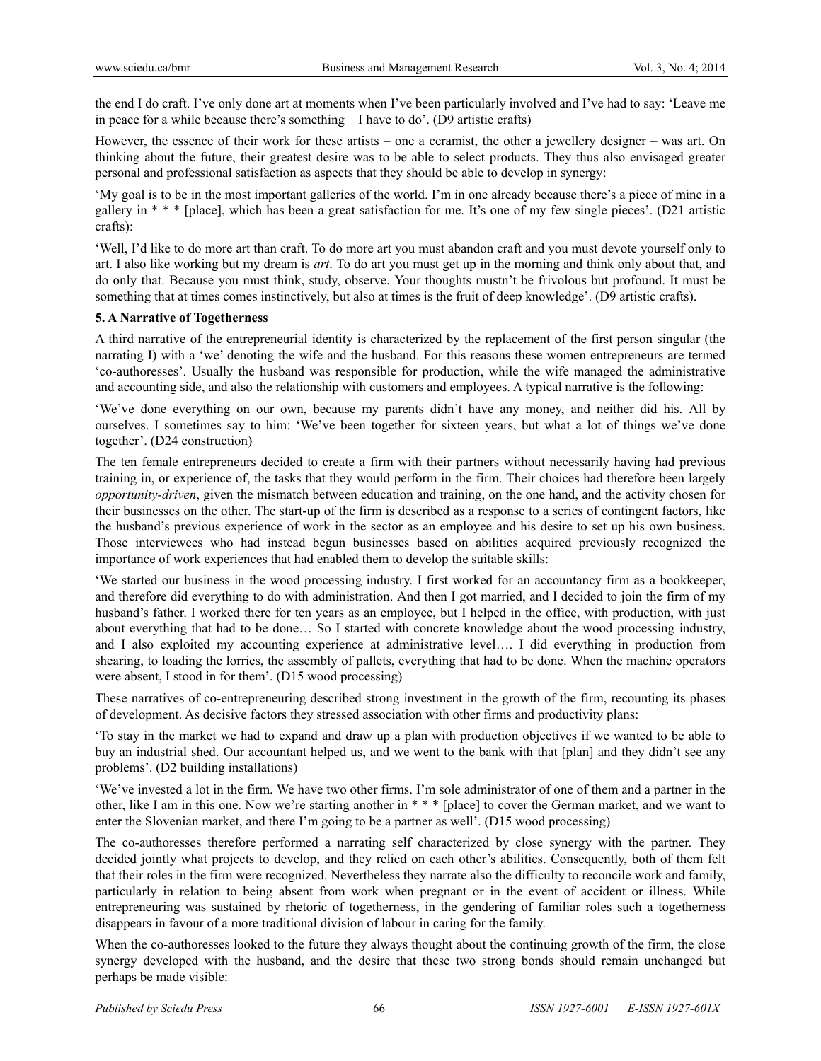the end I do craft. I've only done art at moments when I've been particularly involved and I've had to say: 'Leave me in peace for a while because there's something I have to do'. (D9 artistic crafts)

However, the essence of their work for these artists – one a ceramist, the other a jewellery designer – was art. On thinking about the future, their greatest desire was to be able to select products. They thus also envisaged greater personal and professional satisfaction as aspects that they should be able to develop in synergy:

'My goal is to be in the most important galleries of the world. I'm in one already because there's a piece of mine in a gallery in * * * [place], which has been a great satisfaction for me. It's one of my few single pieces'. (D21 artistic crafts):

'Well, I'd like to do more art than craft. To do more art you must abandon craft and you must devote yourself only to art. I also like working but my dream is *art*. To do art you must get up in the morning and think only about that, and do only that. Because you must think, study, observe. Your thoughts mustn't be frivolous but profound. It must be something that at times comes instinctively, but also at times is the fruit of deep knowledge'. (D9 artistic crafts).

## 5. A Narrative of Togetherness

A third narrative of the entrepreneurial identity is characterized by the replacement of the first person singular (the narrating I) with a 'we' denoting the wife and the husband. For this reasons these women entrepreneurs are termed 'co-authoresses'. Usually the husband was responsible for production, while the wife managed the administrative and accounting side, and also the relationship with customers and employees. A typical narrative is the following:

'We've done everything on our own, because my parents didn't have any money, and neither did his. All by ourselves. I sometimes say to him: 'We've been together for sixteen years, but what a lot of things we've done together'. (D24 construction)

The ten female entrepreneurs decided to create a firm with their partners without necessarily having had previous training in, or experience of, the tasks that they would perform in the firm. Their choices had therefore been largely *opportunity-driven*, given the mismatch between education and training, on the one hand, and the activity chosen for their businesses on the other. The start-up of the firm is described as a response to a series of contingent factors, like the husband's previous experience of work in the sector as an employee and his desire to set up his own business. Those interviewees who had instead begun businesses based on abilities acquired previously recognized the importance of work experiences that had enabled them to develop the suitable skills:

'We started our business in the wood processing industry. I first worked for an accountancy firm as a bookkeeper, and therefore did everything to do with administration. And then I got married, and I decided to join the firm of my husband's father. I worked there for ten years as an employee, but I helped in the office, with production, with just about everything that had to be done… So I started with concrete knowledge about the wood processing industry, and I also exploited my accounting experience at administrative level…. I did everything in production from shearing, to loading the lorries, the assembly of pallets, everything that had to be done. When the machine operators were absent, I stood in for them'. (D15 wood processing)

These narratives of co-entrepreneuring described strong investment in the growth of the firm, recounting its phases of development. As decisive factors they stressed association with other firms and productivity plans:

'To stay in the market we had to expand and draw up a plan with production objectives if we wanted to be able to buy an industrial shed. Our accountant helped us, and we went to the bank with that [plan] and they didn't see any problems'. (D2 building installations)

'We've invested a lot in the firm. We have two other firms. I'm sole administrator of one of them and a partner in the other, like I am in this one. Now we're starting another in * * * [place] to cover the German market, and we want to enter the Slovenian market, and there I'm going to be a partner as well'. (D15 wood processing)

The co-authoresses therefore performed a narrating self characterized by close synergy with the partner. They decided jointly what projects to develop, and they relied on each other's abilities. Consequently, both of them felt that their roles in the firm were recognized. Nevertheless they narrate also the difficulty to reconcile work and family, particularly in relation to being absent from work when pregnant or in the event of accident or illness. While entrepreneuring was sustained by rhetoric of togetherness, in the gendering of familiar roles such a togetherness disappears in favour of a more traditional division of labour in caring for the family.

When the co-authoresses looked to the future they always thought about the continuing growth of the firm, the close synergy developed with the husband, and the desire that these two strong bonds should remain unchanged but perhaps be made visible: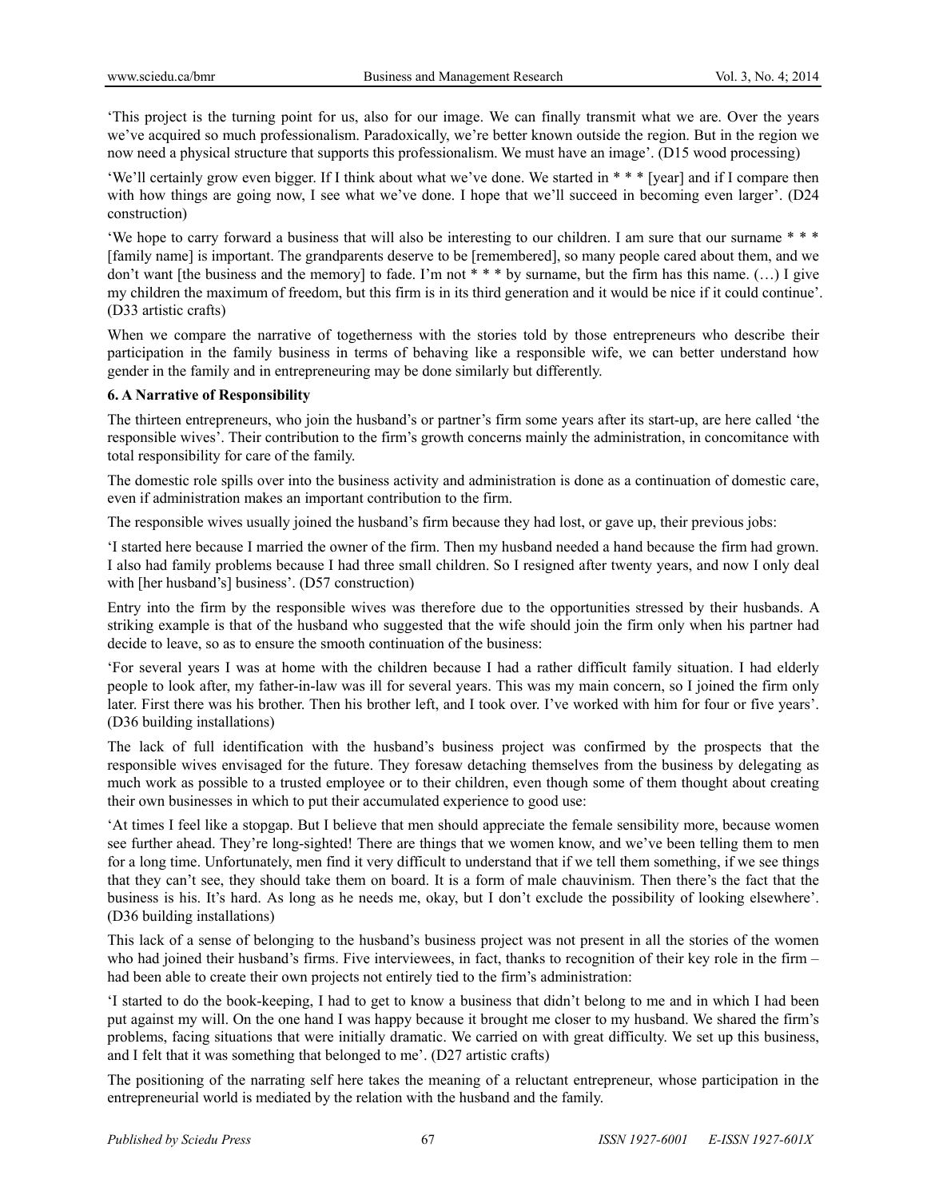'This project is the turning point for us, also for our image. We can finally transmit what we are. Over the years we've acquired so much professionalism. Paradoxically, we're better known outside the region. But in the region we now need a physical structure that supports this professionalism. We must have an image'. (D15 wood processing)

'We'll certainly grow even bigger. If I think about what we've done. We started in * * * [year] and if I compare then with how things are going now, I see what we've done. I hope that we'll succeed in becoming even larger'. (D24 construction)

'We hope to carry forward a business that will also be interesting to our children. I am sure that our surname * * * [family name] is important. The grandparents deserve to be [remembered], so many people cared about them, and we don't want [the business and the memory] to fade. I'm not * * * by surname, but the firm has this name. (…) I give my children the maximum of freedom, but this firm is in its third generation and it would be nice if it could continue'. (D33 artistic crafts)

When we compare the narrative of togetherness with the stories told by those entrepreneurs who describe their participation in the family business in terms of behaving like a responsible wife, we can better understand how gender in the family and in entrepreneuring may be done similarly but differently.

## 6. A Narrative of Responsibility

The thirteen entrepreneurs, who join the husband's or partner's firm some years after its start-up, are here called 'the responsible wives'. Their contribution to the firm's growth concerns mainly the administration, in concomitance with total responsibility for care of the family.

The domestic role spills over into the business activity and administration is done as a continuation of domestic care, even if administration makes an important contribution to the firm.

The responsible wives usually joined the husband's firm because they had lost, or gave up, their previous jobs:

'I started here because I married the owner of the firm. Then my husband needed a hand because the firm had grown. I also had family problems because I had three small children. So I resigned after twenty years, and now I only deal with [her husband's] business'. (D57 construction)

Entry into the firm by the responsible wives was therefore due to the opportunities stressed by their husbands. A striking example is that of the husband who suggested that the wife should join the firm only when his partner had decide to leave, so as to ensure the smooth continuation of the business:

'For several years I was at home with the children because I had a rather difficult family situation. I had elderly people to look after, my father-in-law was ill for several years. This was my main concern, so I joined the firm only later. First there was his brother. Then his brother left, and I took over. I've worked with him for four or five years'. (D36 building installations)

The lack of full identification with the husband's business project was confirmed by the prospects that the responsible wives envisaged for the future. They foresaw detaching themselves from the business by delegating as much work as possible to a trusted employee or to their children, even though some of them thought about creating their own businesses in which to put their accumulated experience to good use:

'At times I feel like a stopgap. But I believe that men should appreciate the female sensibility more, because women see further ahead. They're long-sighted! There are things that we women know, and we've been telling them to men for a long time. Unfortunately, men find it very difficult to understand that if we tell them something, if we see things that they can't see, they should take them on board. It is a form of male chauvinism. Then there's the fact that the business is his. It's hard. As long as he needs me, okay, but I don't exclude the possibility of looking elsewhere'. (D36 building installations)

This lack of a sense of belonging to the husband's business project was not present in all the stories of the women who had joined their husband's firms. Five interviewees, in fact, thanks to recognition of their key role in the firm – had been able to create their own projects not entirely tied to the firm's administration:

'I started to do the book-keeping, I had to get to know a business that didn't belong to me and in which I had been put against my will. On the one hand I was happy because it brought me closer to my husband. We shared the firm's problems, facing situations that were initially dramatic. We carried on with great difficulty. We set up this business, and I felt that it was something that belonged to me'. (D27 artistic crafts)

The positioning of the narrating self here takes the meaning of a reluctant entrepreneur, whose participation in the entrepreneurial world is mediated by the relation with the husband and the family.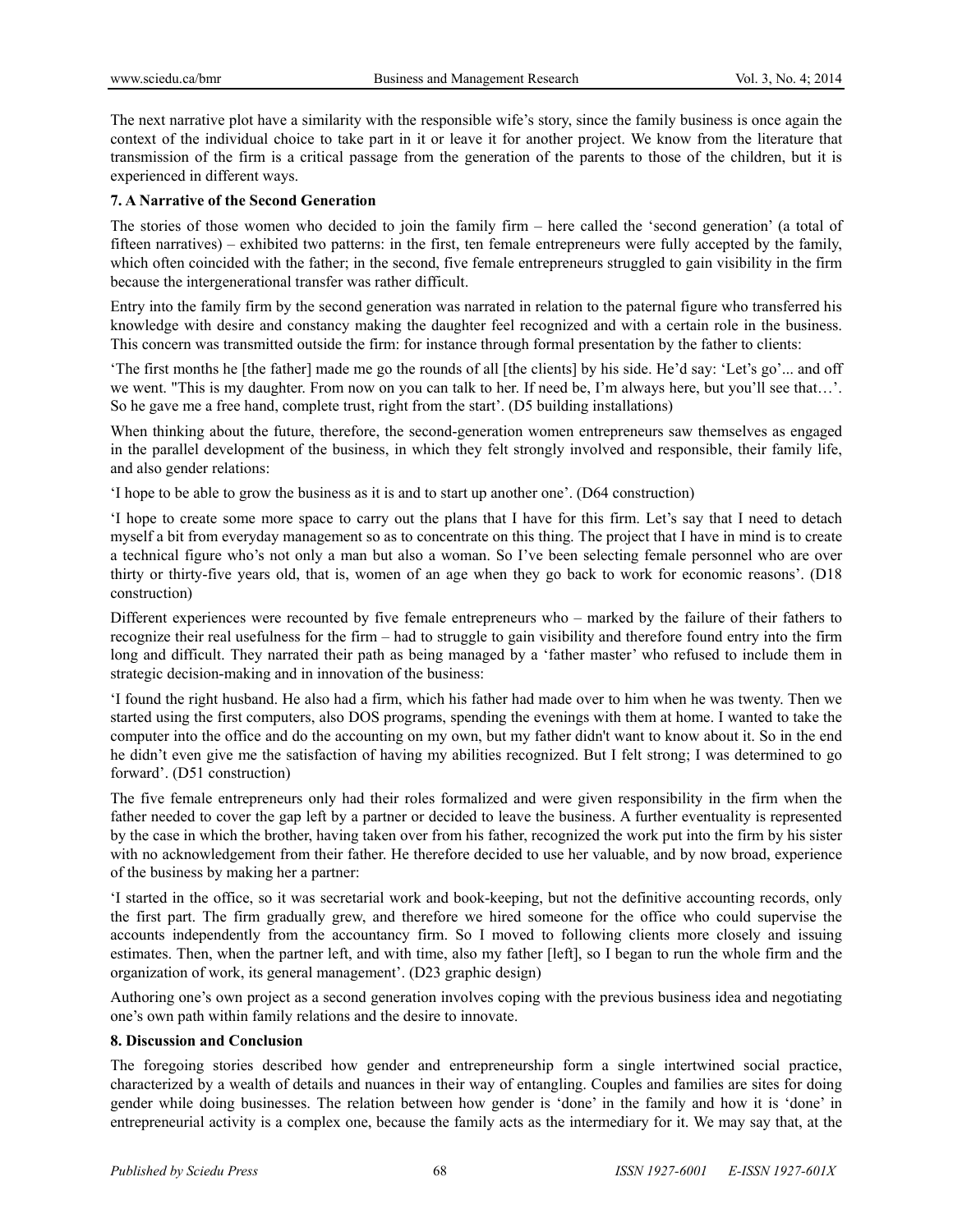The next narrative plot have a similarity with the responsible wife's story, since the family business is once again the context of the individual choice to take part in it or leave it for another project. We know from the literature that transmission of the firm is a critical passage from the generation of the parents to those of the children, but it is experienced in different ways.

## 7. A Narrative of the Second Generation

The stories of those women who decided to join the family firm – here called the 'second generation' (a total of fifteen narratives) – exhibited two patterns: in the first, ten female entrepreneurs were fully accepted by the family, which often coincided with the father; in the second, five female entrepreneurs struggled to gain visibility in the firm because the intergenerational transfer was rather difficult.

Entry into the family firm by the second generation was narrated in relation to the paternal figure who transferred his knowledge with desire and constancy making the daughter feel recognized and with a certain role in the business. This concern was transmitted outside the firm: for instance through formal presentation by the father to clients:

'The first months he [the father] made me go the rounds of all [the clients] by his side. He'd say: 'Let's go'... and off we went. "This is my daughter. From now on you can talk to her. If need be, I'm always here, but you'll see that…'. So he gave me a free hand, complete trust, right from the start'. (D5 building installations)

When thinking about the future, therefore, the second-generation women entrepreneurs saw themselves as engaged in the parallel development of the business, in which they felt strongly involved and responsible, their family life, and also gender relations:

'I hope to be able to grow the business as it is and to start up another one'. (D64 construction)

'I hope to create some more space to carry out the plans that I have for this firm. Let's say that I need to detach myself a bit from everyday management so as to concentrate on this thing. The project that I have in mind is to create a technical figure who's not only a man but also a woman. So I've been selecting female personnel who are over thirty or thirty-five years old, that is, women of an age when they go back to work for economic reasons'. (D18 construction)

Different experiences were recounted by five female entrepreneurs who – marked by the failure of their fathers to recognize their real usefulness for the firm – had to struggle to gain visibility and therefore found entry into the firm long and difficult. They narrated their path as being managed by a 'father master' who refused to include them in strategic decision-making and in innovation of the business:

'I found the right husband. He also had a firm, which his father had made over to him when he was twenty. Then we started using the first computers, also DOS programs, spending the evenings with them at home. I wanted to take the computer into the office and do the accounting on my own, but my father didn't want to know about it. So in the end he didn't even give me the satisfaction of having my abilities recognized. But I felt strong; I was determined to go forward'. (D51 construction)

The five female entrepreneurs only had their roles formalized and were given responsibility in the firm when the father needed to cover the gap left by a partner or decided to leave the business. A further eventuality is represented by the case in which the brother, having taken over from his father, recognized the work put into the firm by his sister with no acknowledgement from their father. He therefore decided to use her valuable, and by now broad, experience of the business by making her a partner:

'I started in the office, so it was secretarial work and book-keeping, but not the definitive accounting records, only the first part. The firm gradually grew, and therefore we hired someone for the office who could supervise the accounts independently from the accountancy firm. So I moved to following clients more closely and issuing estimates. Then, when the partner left, and with time, also my father [left], so I began to run the whole firm and the organization of work, its general management'. (D23 graphic design)

Authoring one's own project as a second generation involves coping with the previous business idea and negotiating one's own path within family relations and the desire to innovate.

## 8. Discussion and Conclusion

The foregoing stories described how gender and entrepreneurship form a single intertwined social practice, characterized by a wealth of details and nuances in their way of entangling. Couples and families are sites for doing gender while doing businesses. The relation between how gender is 'done' in the family and how it is 'done' in entrepreneurial activity is a complex one, because the family acts as the intermediary for it. We may say that, at the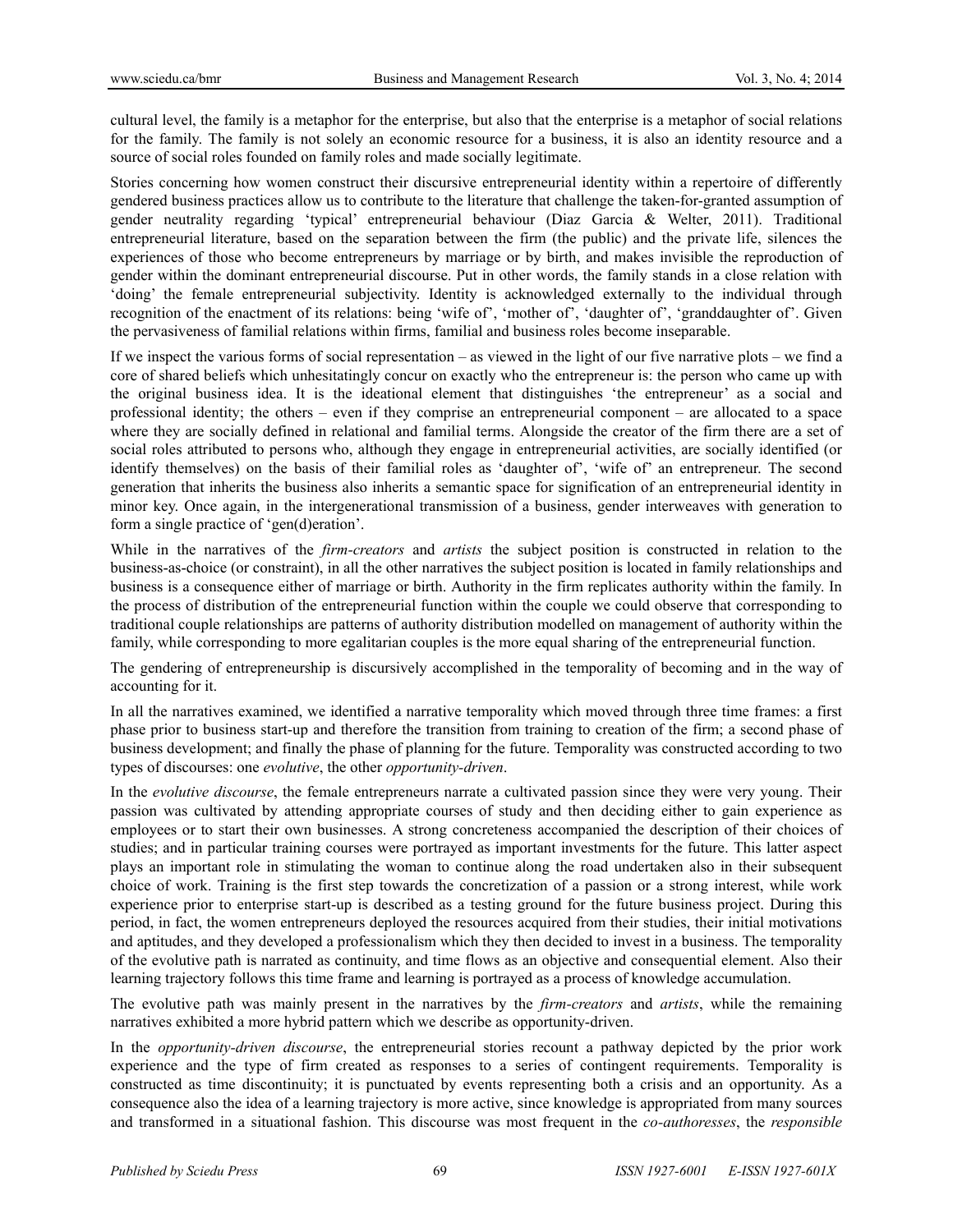cultural level, the family is a metaphor for the enterprise, but also that the enterprise is a metaphor of social relations for the family. The family is not solely an economic resource for a business, it is also an identity resource and a source of social roles founded on family roles and made socially legitimate.

Stories concerning how women construct their discursive entrepreneurial identity within a repertoire of differently gendered business practices allow us to contribute to the literature that challenge the taken-for-granted assumption of gender neutrality regarding 'typical' entrepreneurial behaviour (Diaz Garcia & Welter, 2011). Traditional entrepreneurial literature, based on the separation between the firm (the public) and the private life, silences the experiences of those who become entrepreneurs by marriage or by birth, and makes invisible the reproduction of gender within the dominant entrepreneurial discourse. Put in other words, the family stands in a close relation with 'doing' the female entrepreneurial subjectivity. Identity is acknowledged externally to the individual through recognition of the enactment of its relations: being 'wife of', 'mother of', 'daughter of', 'granddaughter of'. Given the pervasiveness of familial relations within firms, familial and business roles become inseparable.

If we inspect the various forms of social representation – as viewed in the light of our five narrative plots – we find a core of shared beliefs which unhesitatingly concur on exactly who the entrepreneur is: the person who came up with the original business idea. It is the ideational element that distinguishes 'the entrepreneur' as a social and professional identity; the others – even if they comprise an entrepreneurial component – are allocated to a space where they are socially defined in relational and familial terms. Alongside the creator of the firm there are a set of social roles attributed to persons who, although they engage in entrepreneurial activities, are socially identified (or identify themselves) on the basis of their familial roles as 'daughter of', 'wife of' an entrepreneur. The second generation that inherits the business also inherits a semantic space for signification of an entrepreneurial identity in minor key. Once again, in the intergenerational transmission of a business, gender interweaves with generation to form a single practice of 'gen(d)eration'.

While in the narratives of the *firm-creators* and *artists* the subject position is constructed in relation to the business-as-choice (or constraint), in all the other narratives the subject position is located in family relationships and business is a consequence either of marriage or birth. Authority in the firm replicates authority within the family. In the process of distribution of the entrepreneurial function within the couple we could observe that corresponding to traditional couple relationships are patterns of authority distribution modelled on management of authority within the family, while corresponding to more egalitarian couples is the more equal sharing of the entrepreneurial function.

The gendering of entrepreneurship is discursively accomplished in the temporality of becoming and in the way of accounting for it.

In all the narratives examined, we identified a narrative temporality which moved through three time frames: a first phase prior to business start-up and therefore the transition from training to creation of the firm; a second phase of business development; and finally the phase of planning for the future. Temporality was constructed according to two types of discourses: one *evolutive*, the other *opportunity-driven*.

In the *evolutive discourse*, the female entrepreneurs narrate a cultivated passion since they were very young. Their passion was cultivated by attending appropriate courses of study and then deciding either to gain experience as employees or to start their own businesses. A strong concreteness accompanied the description of their choices of studies; and in particular training courses were portrayed as important investments for the future. This latter aspect plays an important role in stimulating the woman to continue along the road undertaken also in their subsequent choice of work. Training is the first step towards the concretization of a passion or a strong interest, while work experience prior to enterprise start-up is described as a testing ground for the future business project. During this period, in fact, the women entrepreneurs deployed the resources acquired from their studies, their initial motivations and aptitudes, and they developed a professionalism which they then decided to invest in a business. The temporality of the evolutive path is narrated as continuity, and time flows as an objective and consequential element. Also their learning trajectory follows this time frame and learning is portrayed as a process of knowledge accumulation.

The evolutive path was mainly present in the narratives by the *firm-creators* and *artists*, while the remaining narratives exhibited a more hybrid pattern which we describe as opportunity-driven.

In the *opportunity-driven discourse*, the entrepreneurial stories recount a pathway depicted by the prior work experience and the type of firm created as responses to a series of contingent requirements. Temporality is constructed as time discontinuity; it is punctuated by events representing both a crisis and an opportunity. As a consequence also the idea of a learning trajectory is more active, since knowledge is appropriated from many sources and transformed in a situational fashion. This discourse was most frequent in the *co-authoresses*, the *responsible*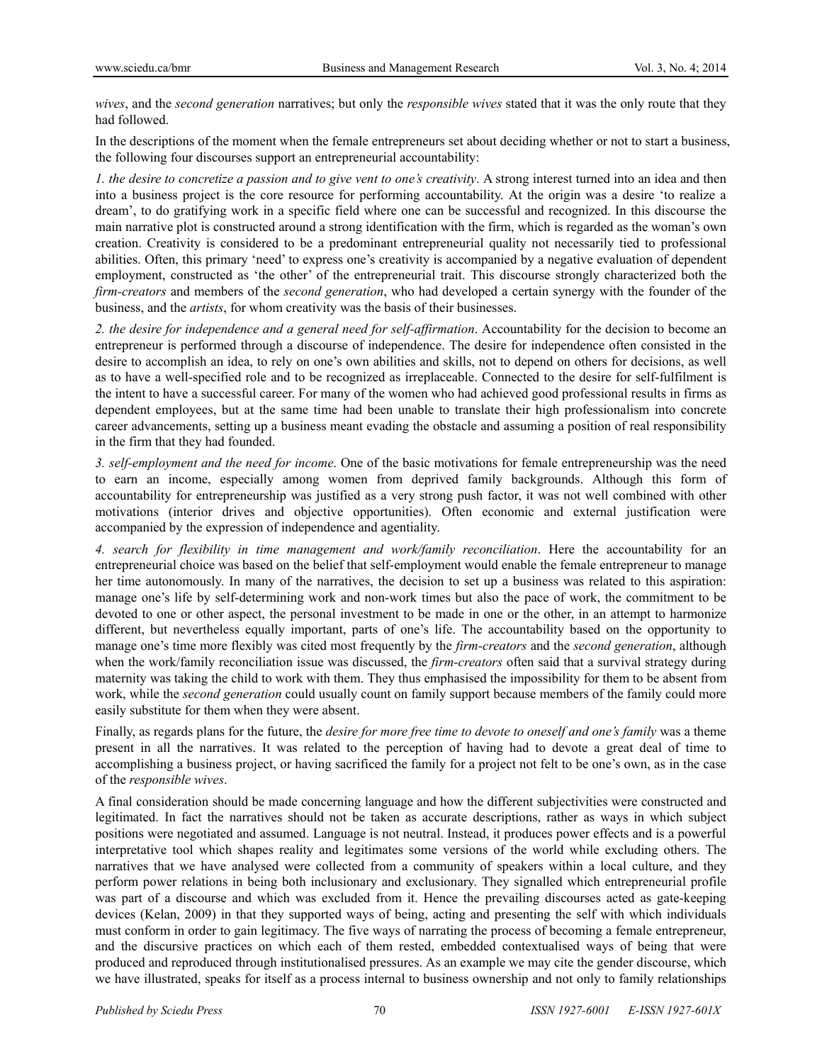*wives*, and the *second generation* narratives; but only the *responsible wives* stated that it was the only route that they had followed.

In the descriptions of the moment when the female entrepreneurs set about deciding whether or not to start a business, the following four discourses support an entrepreneurial accountability:

*1. the desire to concretize a passion and to give vent to one's creativity*. A strong interest turned into an idea and then into a business project is the core resource for performing accountability. At the origin was a desire 'to realize a dream', to do gratifying work in a specific field where one can be successful and recognized. In this discourse the main narrative plot is constructed around a strong identification with the firm, which is regarded as the woman's own creation. Creativity is considered to be a predominant entrepreneurial quality not necessarily tied to professional abilities. Often, this primary 'need' to express one's creativity is accompanied by a negative evaluation of dependent employment, constructed as 'the other' of the entrepreneurial trait. This discourse strongly characterized both the *firm-creators* and members of the *second generation*, who had developed a certain synergy with the founder of the business, and the *artists*, for whom creativity was the basis of their businesses.

*2. the desire for independence and a general need for self-affirmation*. Accountability for the decision to become an entrepreneur is performed through a discourse of independence. The desire for independence often consisted in the desire to accomplish an idea, to rely on one's own abilities and skills, not to depend on others for decisions, as well as to have a well-specified role and to be recognized as irreplaceable. Connected to the desire for self-fulfilment is the intent to have a successful career. For many of the women who had achieved good professional results in firms as dependent employees, but at the same time had been unable to translate their high professionalism into concrete career advancements, setting up a business meant evading the obstacle and assuming a position of real responsibility in the firm that they had founded.

*3. self-employment and the need for income*. One of the basic motivations for female entrepreneurship was the need to earn an income, especially among women from deprived family backgrounds. Although this form of accountability for entrepreneurship was justified as a very strong push factor, it was not well combined with other motivations (interior drives and objective opportunities). Often economic and external justification were accompanied by the expression of independence and agentiality.

*4. search for flexibility in time management and work/family reconciliation*. Here the accountability for an entrepreneurial choice was based on the belief that self-employment would enable the female entrepreneur to manage her time autonomously. In many of the narratives, the decision to set up a business was related to this aspiration: manage one's life by self-determining work and non-work times but also the pace of work, the commitment to be devoted to one or other aspect, the personal investment to be made in one or the other, in an attempt to harmonize different, but nevertheless equally important, parts of one's life. The accountability based on the opportunity to manage one's time more flexibly was cited most frequently by the *firm-creators* and the *second generation*, although when the work/family reconciliation issue was discussed, the *firm-creators* often said that a survival strategy during maternity was taking the child to work with them. They thus emphasised the impossibility for them to be absent from work, while the *second generation* could usually count on family support because members of the family could more easily substitute for them when they were absent.

Finally, as regards plans for the future, the *desire for more free time to devote to oneself and one's family* was a theme present in all the narratives. It was related to the perception of having had to devote a great deal of time to accomplishing a business project, or having sacrificed the family for a project not felt to be one's own, as in the case of the *responsible wives*.

A final consideration should be made concerning language and how the different subjectivities were constructed and legitimated. In fact the narratives should not be taken as accurate descriptions, rather as ways in which subject positions were negotiated and assumed. Language is not neutral. Instead, it produces power effects and is a powerful interpretative tool which shapes reality and legitimates some versions of the world while excluding others. The narratives that we have analysed were collected from a community of speakers within a local culture, and they perform power relations in being both inclusionary and exclusionary. They signalled which entrepreneurial profile was part of a discourse and which was excluded from it. Hence the prevailing discourses acted as gate-keeping devices (Kelan, 2009) in that they supported ways of being, acting and presenting the self with which individuals must conform in order to gain legitimacy. The five ways of narrating the process of becoming a female entrepreneur, and the discursive practices on which each of them rested, embedded contextualised ways of being that were produced and reproduced through institutionalised pressures. As an example we may cite the gender discourse, which we have illustrated, speaks for itself as a process internal to business ownership and not only to family relationships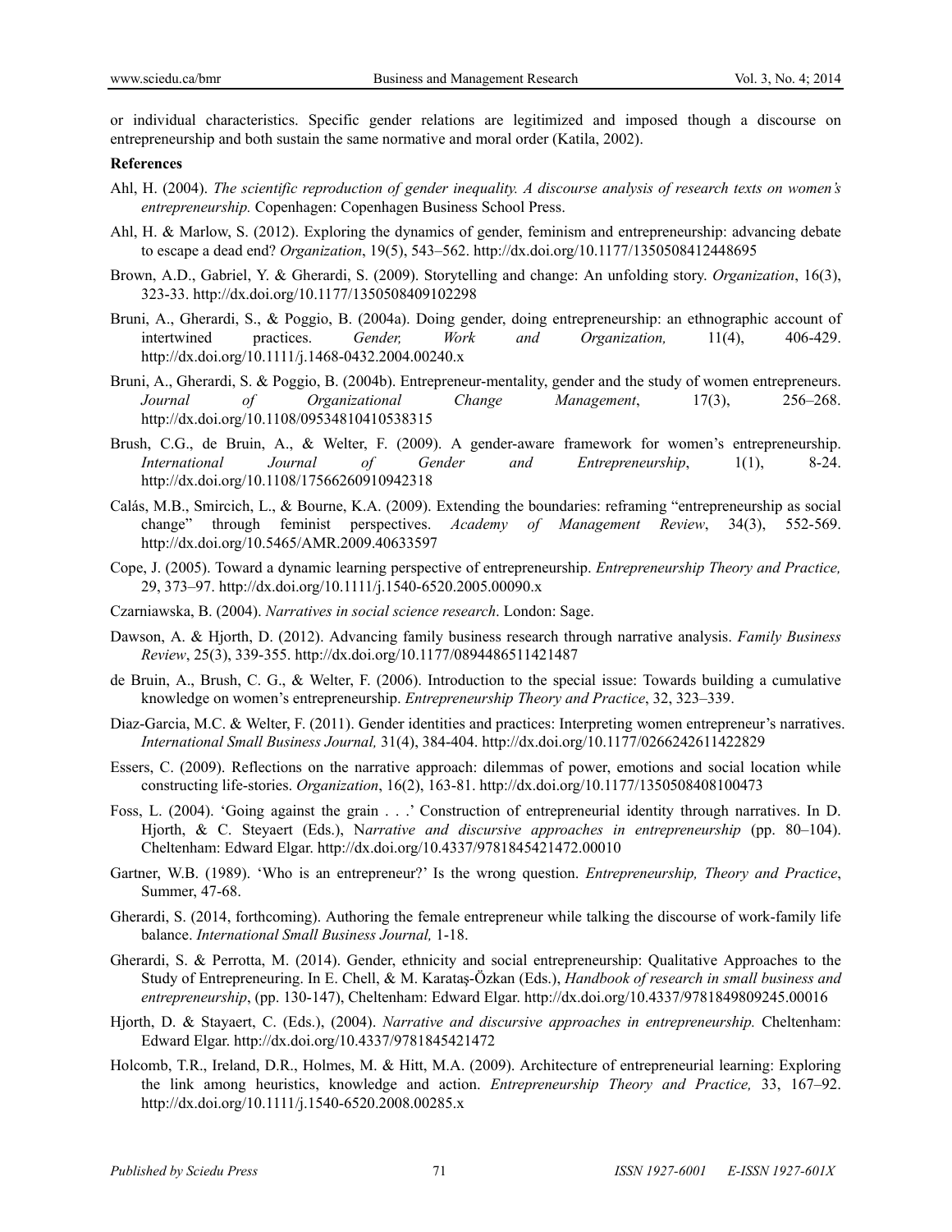or individual characteristics. Specific gender relations are legitimized and imposed though a discourse on entrepreneurship and both sustain the same normative and moral order (Katila, 2002).

**References**

Ahl, H. (2004). *The scientific reproduction of gender inequality. A discourse analysis of research texts on women's entrepreneurship.* Copenhagen: Copenhagen Business School Press.

Ahl, H. & Marlow, S. (2012). Exploring the dynamics of gender, feminism and entrepreneurship: advancing debate to escape a dead end? *Organization*, 19(5), 543–562. http://dx.doi.org/10.1177/1350508412448695

Brown, A.D., Gabriel, Y. & Gherardi, S. (2009). Storytelling and change: An unfolding story. *Organization*, 16(3), 323-33. http://dx.doi.org/10.1177/1350508409102298

Bruni, A., Gherardi, S., & Poggio, B. (2004a). Doing gender, doing entrepreneurship: an ethnographic account of intertwined practices. *Gender, Work and Organization,* 11(4), 406-429. http://dx.doi.org/10.1111/j.1468-0432.2004.00240.x

Bruni, A., Gherardi, S. & Poggio, B. (2004b). Entrepreneur-mentality, gender and the study of women entrepreneurs. *Journal of Organizational Change Management*, 17(3), 256–268. http://dx.doi.org/10.1108/09534810410538315

Brush, C.G., de Bruin, A., & Welter, F. (2009). A gender-aware framework for women's entrepreneurship. *International Journal of Gender and Entrepreneurship*, 1(1), 8-24. http://dx.doi.org/10.1108/17566260910942318

Calás, M.B., Smircich, L., & Bourne, K.A. (2009). Extending the boundaries: reframing "entrepreneurship as social change" through feminist perspectives. *Academy of Management Review*, 34(3), 552-569. http://dx.doi.org/10.5465/AMR.2009.40633597

Cope, J. (2005). Toward a dynamic learning perspective of entrepreneurship. *Entrepreneurship Theory and Practice,* 29, 373–97. http://dx.doi.org/10.1111/j.1540-6520.2005.00090.x

Czarniawska, B. (2004). *Narratives in social science research*. London: Sage.

Dawson, A. & Hjorth, D. (2012). Advancing family business research through narrative analysis. *Family Business Review*, 25(3), 339-355. http://dx.doi.org/10.1177/0894486511421487

de Bruin, A., Brush, C. G., & Welter, F. (2006). Introduction to the special issue: Towards building a cumulative knowledge on women's entrepreneurship. *Entrepreneurship Theory and Practice*, 32, 323–339.

Diaz-Garcia, M.C. & Welter, F. (2011). Gender identities and practices: Interpreting women entrepreneur's narratives. *International Small Business Journal,* 31(4), 384-404. http://dx.doi.org/10.1177/0266242611422829

Essers, C. (2009). Reflections on the narrative approach: dilemmas of power, emotions and social location while constructing life-stories. *Organization*, 16(2), 163-81. http://dx.doi.org/10.1177/1350508408100473

Foss, L. (2004). 'Going against the grain . . .' Construction of entrepreneurial identity through narratives. In D. Hjorth, & C. Steyaert (Eds.), N*arrative and discursive approaches in entrepreneurship* (pp. 80–104). Cheltenham: Edward Elgar. http://dx.doi.org/10.4337/9781845421472.00010

Gartner, W.B. (1989). 'Who is an entrepreneur?' Is the wrong question. *Entrepreneurship, Theory and Practice*, Summer, 47-68.

Gherardi, S. (2014, forthcoming). Authoring the female entrepreneur while talking the discourse of work-family life balance. *International Small Business Journal,* 1-18.

Gherardi, S. & Perrotta, M. (2014). Gender, ethnicity and social entrepreneurship: Qualitative Approaches to the Study of Entrepreneuring. In E. Chell, & M. Karataş-Özkan (Eds.), *Handbook of research in small business and entrepreneurship*, (pp. 130-147), Cheltenham: Edward Elgar. http://dx.doi.org/10.4337/9781849809245.00016

Hjorth, D. & Stayaert, C. (Eds.), (2004). *Narrative and discursive approaches in entrepreneurship.* Cheltenham: Edward Elgar. http://dx.doi.org/10.4337/9781845421472

Holcomb, T.R., Ireland, D.R., Holmes, M. & Hitt, M.A. (2009). Architecture of entrepreneurial learning: Exploring the link among heuristics, knowledge and action. *Entrepreneurship Theory and Practice,* 33, 167–92. http://dx.doi.org/10.1111/j.1540-6520.2008.00285.x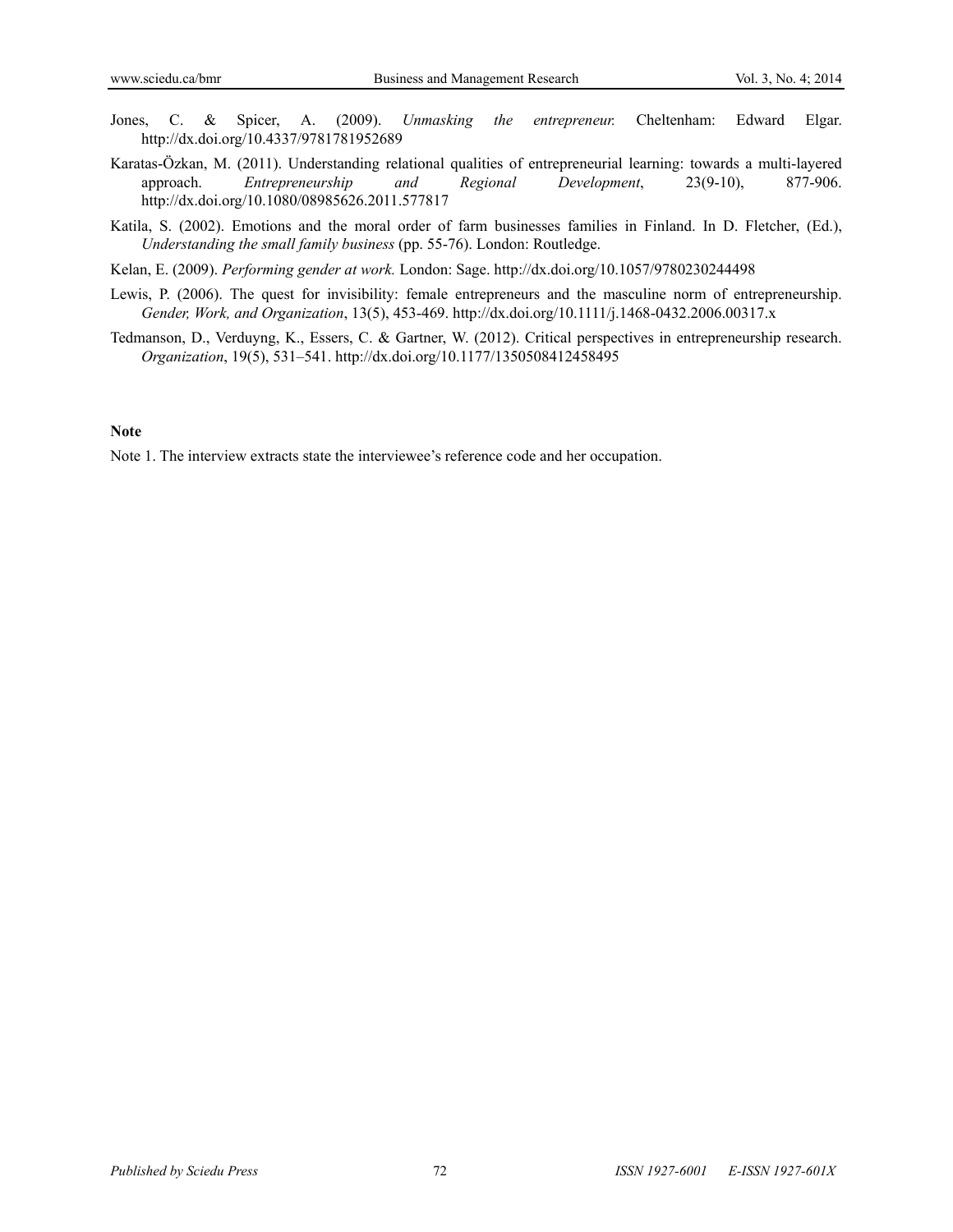Jones, C. & Spicer, A. (2009). *Unmasking the entrepreneur.* Cheltenham: Edward Elgar. http://dx.doi.org/10.4337/9781781952689

Karatas-Özkan, M. (2011). Understanding relational qualities of entrepreneurial learning: towards a multi-layered approach. *Entrepreneurship and Regional Development*, 23(9-10), 877-906. http://dx.doi.org/10.1080/08985626.2011.577817

Katila, S. (2002). Emotions and the moral order of farm businesses families in Finland. In D. Fletcher, (Ed.), *Understanding the small family business* (pp. 55-76). London: Routledge.

Kelan, E. (2009). *Performing gender at work.* London: Sage. http://dx.doi.org/10.1057/9780230244498

Lewis, P. (2006). The quest for invisibility: female entrepreneurs and the masculine norm of entrepreneurship. *Gender, Work, and Organization*, 13(5), 453-469. http://dx.doi.org/10.1111/j.1468-0432.2006.00317.x

Tedmanson, D., Verduyng, K., Essers, C. & Gartner, W. (2012). Critical perspectives in entrepreneurship research. *Organization*, 19(5), 531–541. http://dx.doi.org/10.1177/1350508412458495

**Note**

Note 1. The interview extracts state the interviewee's reference code and her occupation.